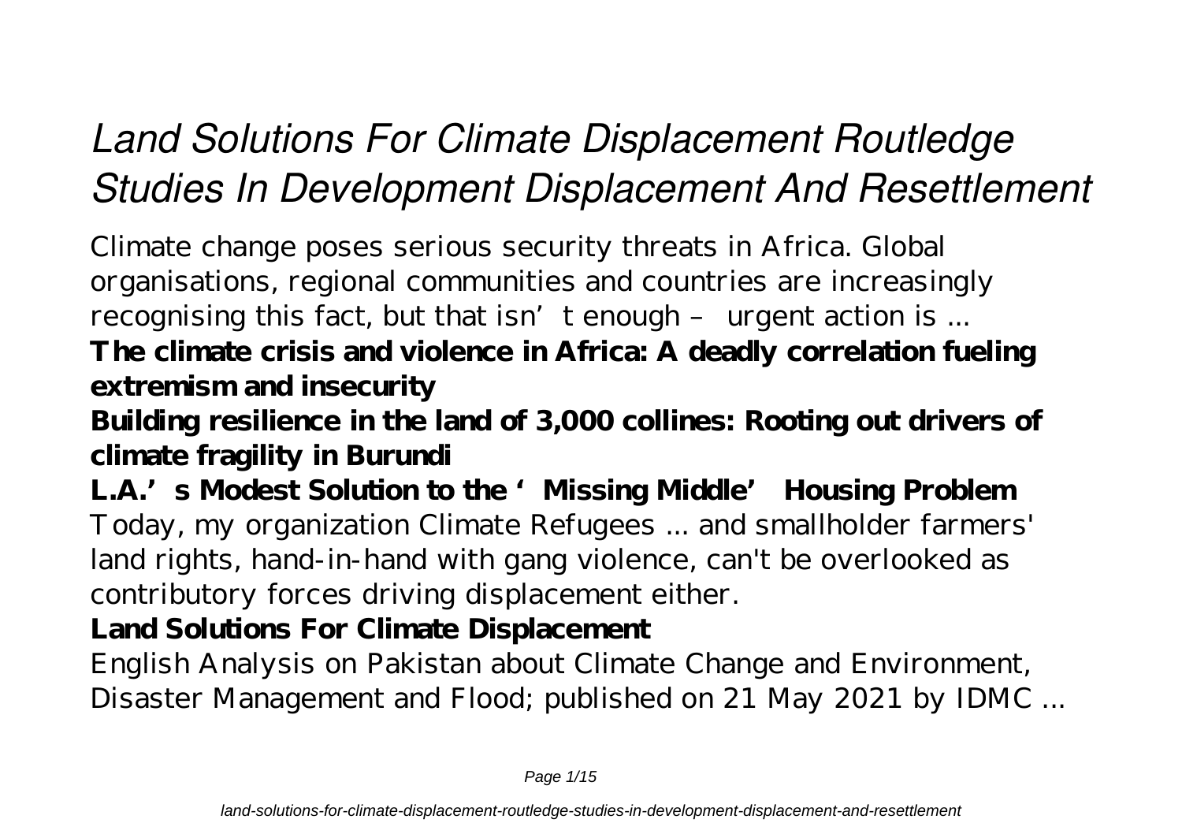# *Land Solutions For Climate Displacement Routledge Studies In Development Displacement And Resettlement*

Climate change poses serious security threats in Africa. Global organisations, regional communities and countries are increasingly recognising this fact, but that isn't enough – urgent action is ...

**The climate crisis and violence in Africa: A deadly correlation fueling extremism and insecurity**

**Building resilience in the land of 3,000 collines: Rooting out drivers of climate fragility in Burundi**

**L.A.'s Modest Solution to the 'Missing Middle' Housing Problem**

Today, my organization Climate Refugees ... and smallholder farmers' land rights, hand-in-hand with gang violence, can't be overlooked as contributory forces driving displacement either.

**Land Solutions For Climate Displacement**

English Analysis on Pakistan about Climate Change and Environment, Disaster Management and Flood; published on 21 May 2021 by IDMC ...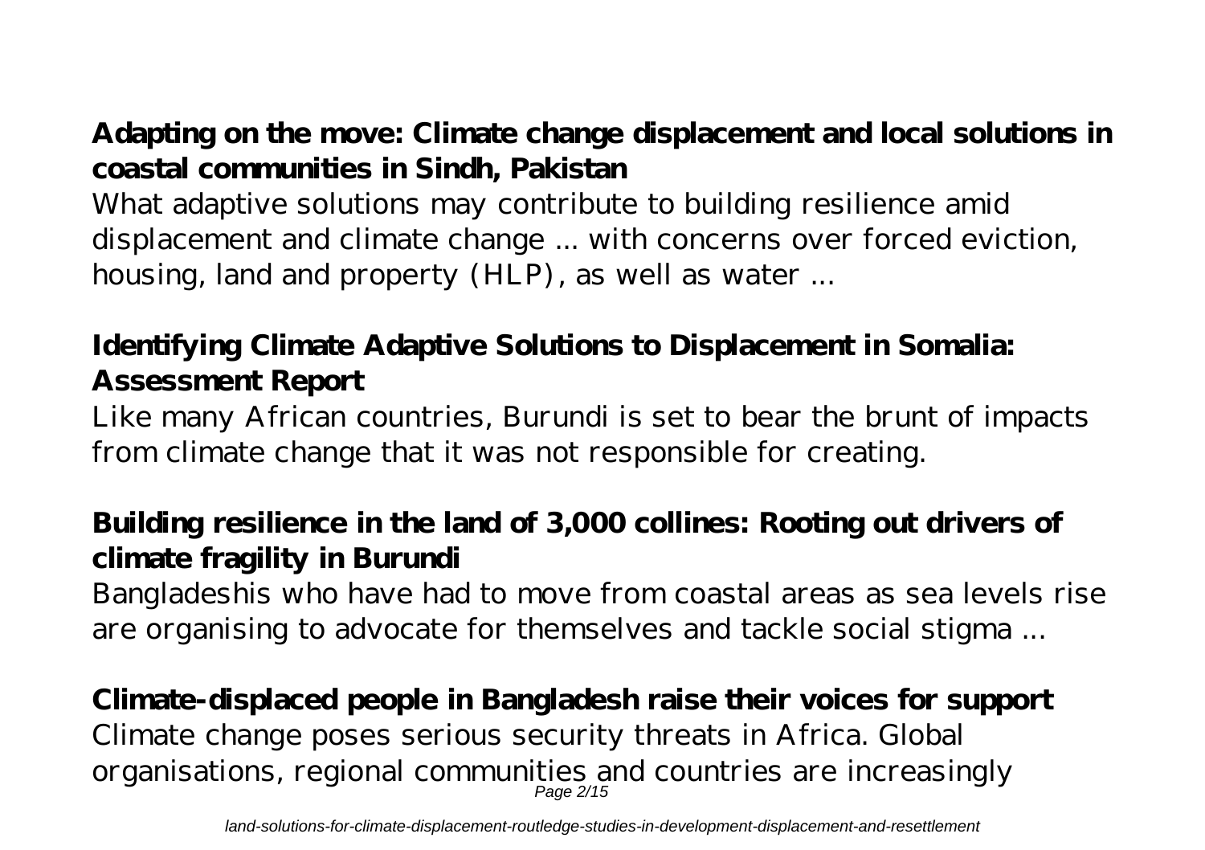## Adapting on the move: Climate change displacement and local solutions in coastal communities in Sindh, Pakistan

What adaptive solutions may contribute to building resilience amid displacement and climate change ... with concerns over forced eviction, housing, land and property (HLP), as well as water ...

## Identifying Climate Adaptive Solutions to Displacement in Somalia: Assessment Report

Like many African countries, Burundi is set to bear the brunt of impacts from climate change that it was not responsible for creating.

## Building resilience in the land of 3,000 collines: Rooting out drivers of climate fragility in Burundi

Bangladeshis who have had to move from coastal areas as sea levels rise are organising to advocate for themselves and tackle social stigma ...

## Climate-displaced people in Bangladesh raise their voices for support

Climate change poses serious security threats in Africa. Global organisations, regional communities and countries are increasingly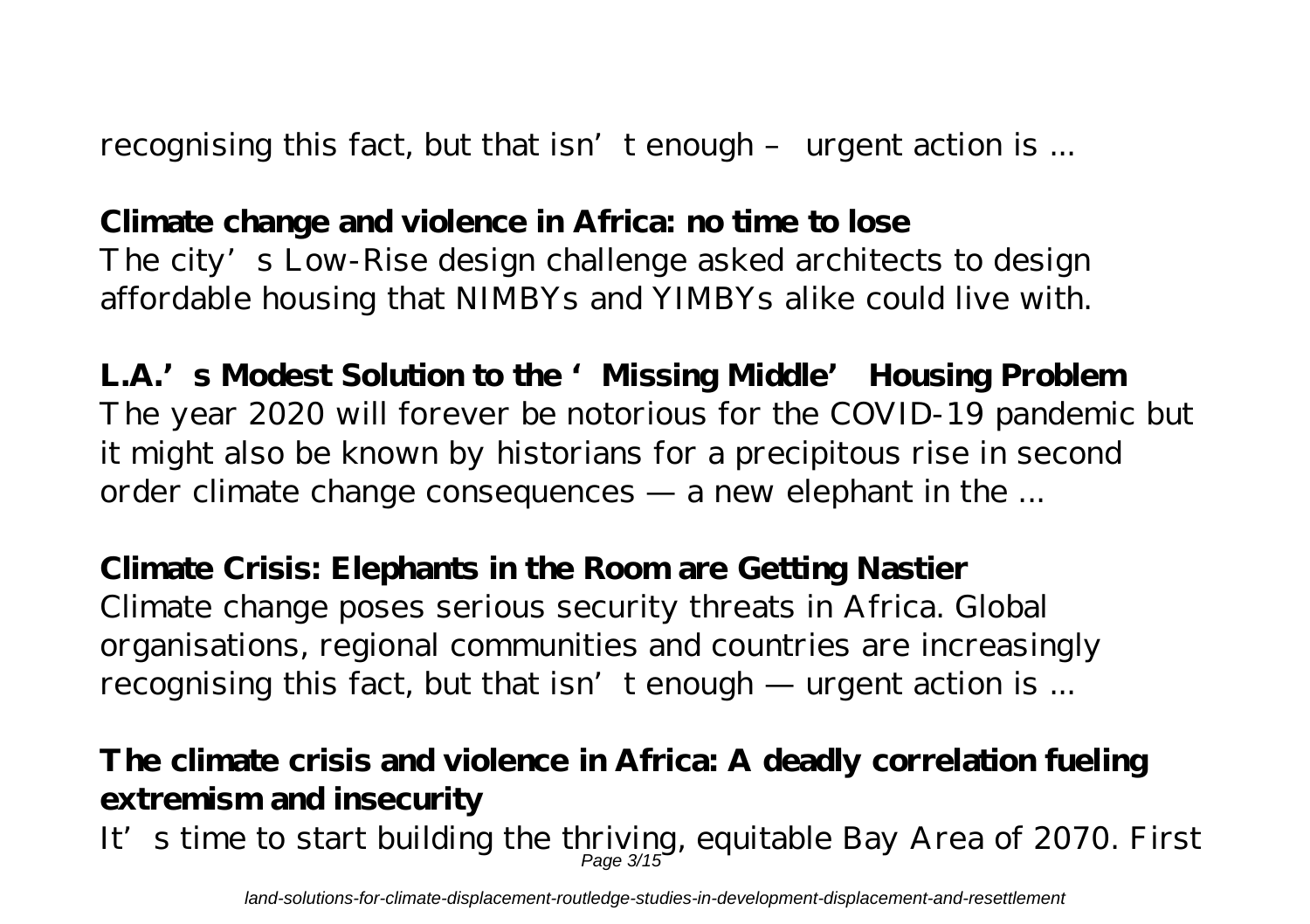recognising this fact, but that isn't enough – urgent action is ...

**Climate change and violence in Africa: no time to lose**

The city's Low-Rise design challenge asked architects to design affordable housing that NIMBYs and YIMBYs alike could live with.

**L.A.'s Modest Solution to the 'Missing Middle' Housing Problem**

The year 2020 will forever be notorious for the COVID-19 pandemic but it might also be known by historians for a precipitous rise in second order climate change consequences — a new elephant in the ...

**Climate Crisis: Elephants in the Room are Getting Nastier**

Climate change poses serious security threats in Africa. Global organisations, regional communities and countries are increasingly recognising this fact, but that isn't enough — urgent action is ...

**The climate crisis and violence in Africa: A deadly correlation fueling extremism and insecurity**

It's time to start building the thriving, equitable Bay Area of 2070. First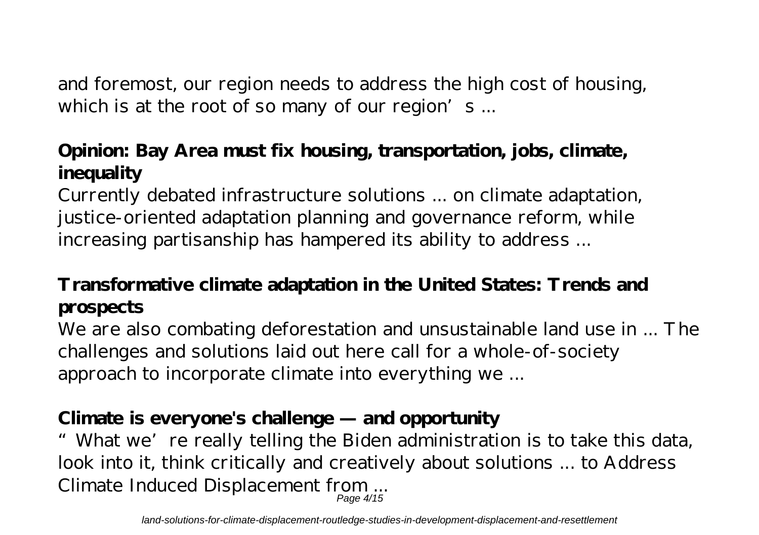and foremost, our region needs to address the high cost of housing, which is at the root of so many of our region's ...

**Opinion: Bay Area must fix housing, transportation, jobs, climate, inequality**

Currently debated infrastructure solutions ... on climate adaptation, justice-oriented adaptation planning and governance reform, while increasing partisanship has hampered its ability to address ...

**Transformative climate adaptation in the United States: Trends and prospects**

We are also combating deforestation and unsustainable land use in ... The challenges and solutions laid out here call for a whole-of-society approach to incorporate climate into everything we ...

**Climate is everyone's challenge — and opportunity**

"What we're really telling the Biden administration is to take this data, look into it, think critically and creatively about solutions ... to Address Climate Induced Displacement from ...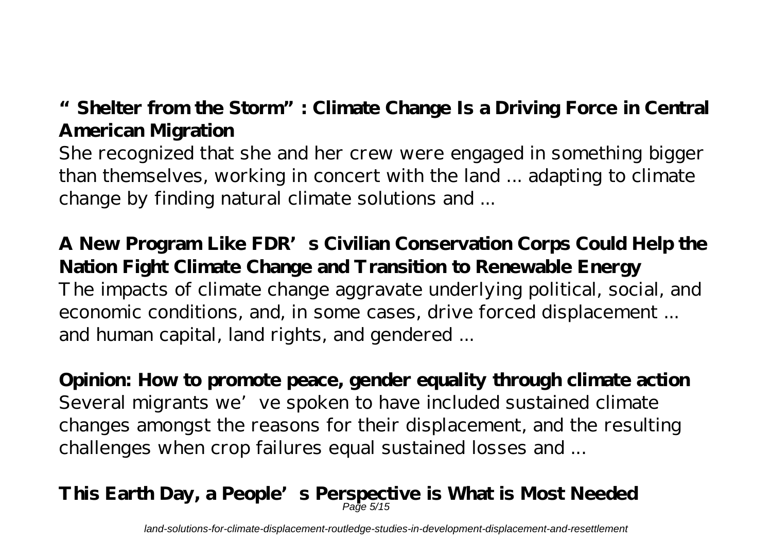**"Shelter from the Storm": Climate Change Is a Driving Force in Central American Migration**

She recognized that she and her crew were engaged in something bigger than themselves, working in concert with the land ... adapting to climate change by finding natural climate solutions and ...

**A New Program Like FDR's Civilian Conservation Corps Could Help the Nation Fight Climate Change and Transition to Renewable Energy**

The impacts of climate change aggravate underlying political, social, and economic conditions, and, in some cases, drive forced displacement ... and human capital, land rights, and gendered ...

**Opinion: How to promote peace, gender equality through climate action**

Several migrants we've spoken to have included sustained climate changes amongst the reasons for their displacement, and the resulting challenges when crop failures equal sustained losses and ...

**This Earth Day, a People's Perspective is What is Most Needed**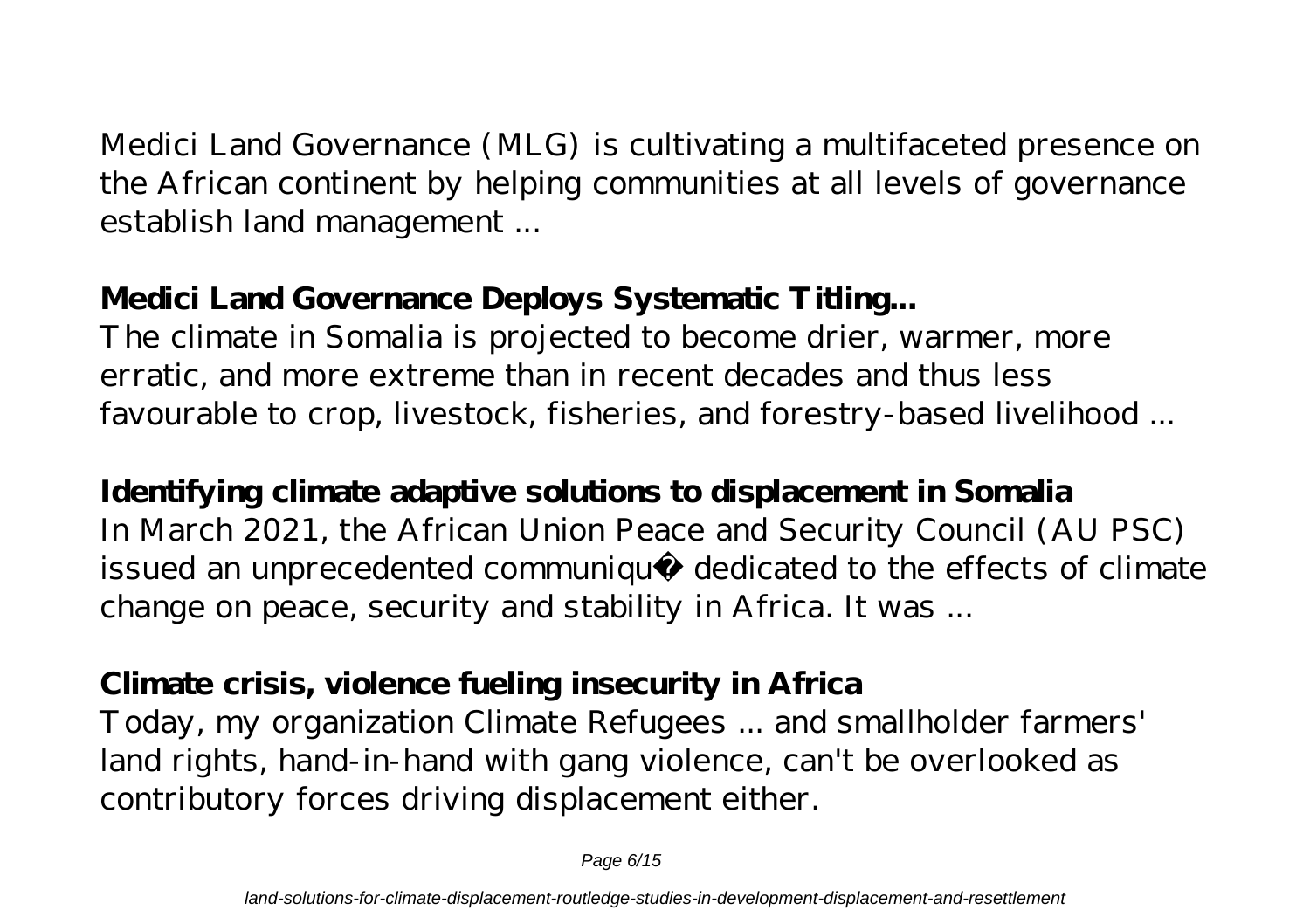Medici Land Governance (MLG) is cultivating a multifaceted presence on the African continent by helping communities at all levels of governance establish land management ...

**Medici Land Governance Deploys Systematic Titling...**

The climate in Somalia is projected to become drier, warmer, more erratic, and more extreme than in recent decades and thus less favourable to crop, livestock, fisheries, and forestry-based livelihood ...

**Identifying climate adaptive solutions to displacement in Somalia**

In March 2021, the African Union Peace and Security Council (AU PSC) issued an unprecedented communiqu� dedicated to the effects of climate change on peace, security and stability in Africa. It was ...

**Climate crisis, violence fueling insecurity in Africa**

Today, my organization Climate Refugees ... and smallholder farmers' land rights, hand-in-hand with gang violence, can't be overlooked as contributory forces driving displacement either.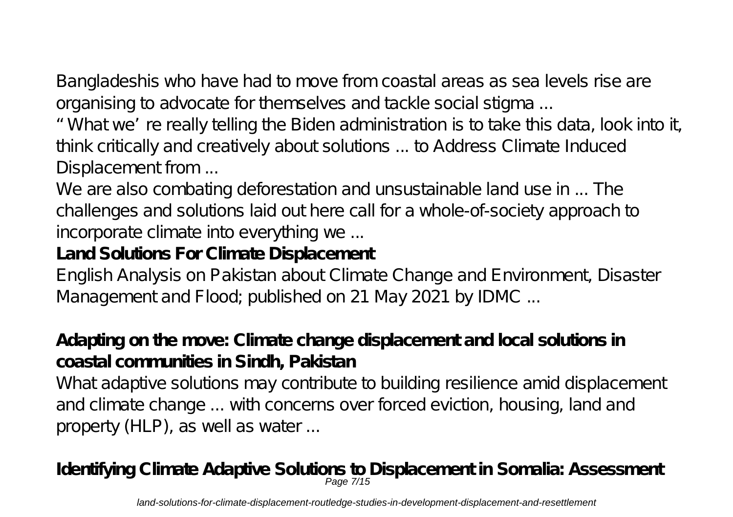Bangladeshis who have had to move from coastal areas as sea levels rise are organising to advocate for themselves and tackle social stigma ...

“What we’re really telling the Biden administration is to take this data, look into it, think critically and creatively about solutions ... to Address Climate Induced Displacement from ...

We are also combating deforestation and unsustainable land use in ... The challenges and solutions laid out here call for a whole-of-society approach to incorporate climate into everything we ...

**Land Solutions For Climate Displacement**

English Analysis on Pakistan about Climate Change and Environment, Disaster Management and Flood; published on 21 May 2021 by IDMC ...

**Adapting on the move: Climate change displacement and local solutions in coastal communities in Sindh, Pakistan**

What adaptive solutions may contribute to building resilience amid displacement and climate change ... with concerns over forced eviction, housing, land and property (HLP), as well as water ...

**Identifying Climate Adaptive Solutions to Displacement in Somalia: Assessment**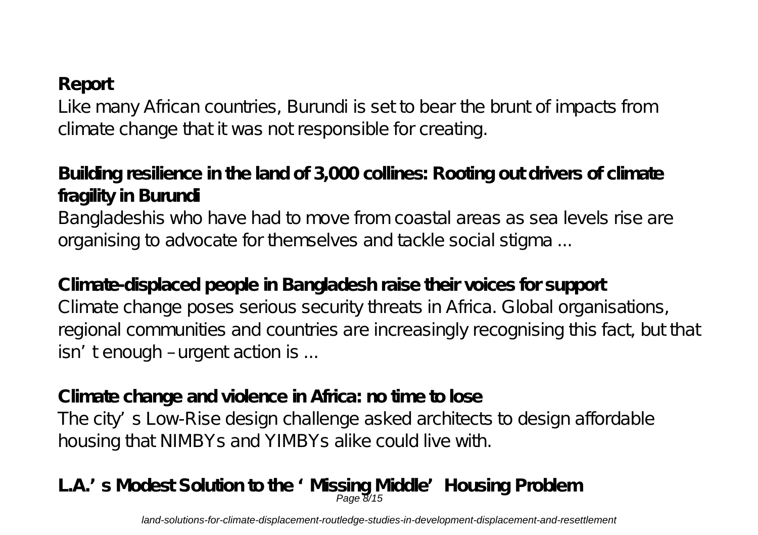**Report**

Like many African countries, Burundi is set to bear the brunt of impacts from climate change that it was not responsible for creating.

**Building resilience in the land of 3,000 collines: Rooting out drivers of climate fragility in Burundi**

Bangladeshis who have had to move from coastal areas as sea levels rise are organising to advocate for themselves and tackle social stigma ...

**Climate-displaced people in Bangladesh raise their voices for support**

Climate change poses serious security threats in Africa. Global organisations, regional communities and countries are increasingly recognising this fact, but that isn't enough – urgent action is ...

**Climate change and violence in Africa: no time to lose**

The city's Low-Rise design challenge asked architects to design affordable housing that NIMBYs and YIMBYs alike could live with.

**L.A.'s Modest Solution to the 'Missing Middle' Housing Problem**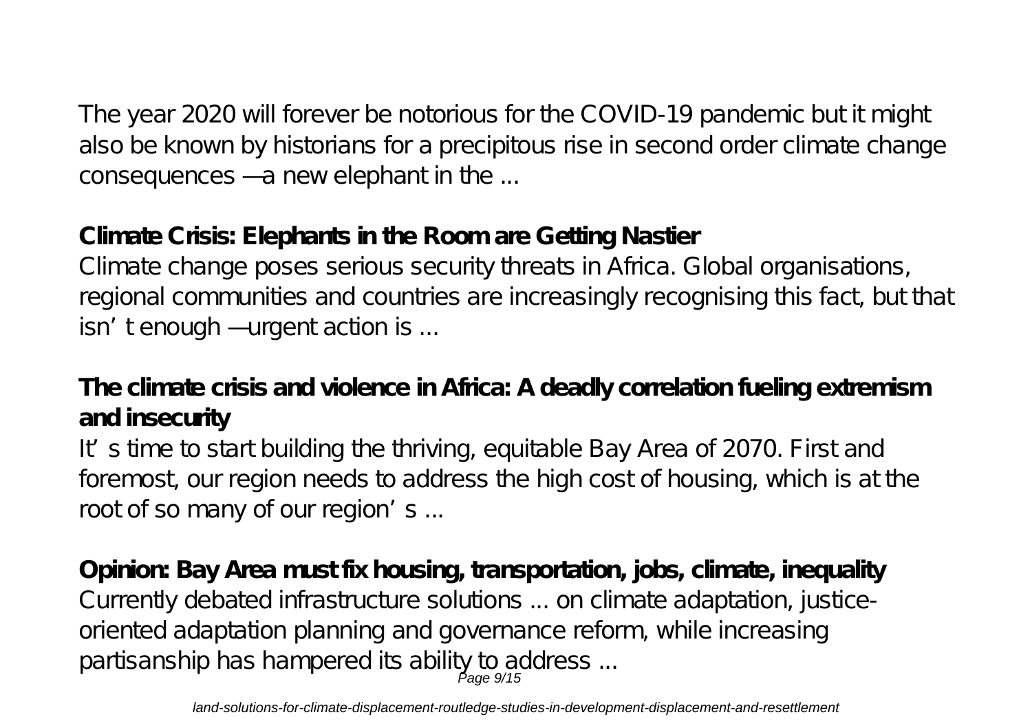The year 2020 will forever be notorious for the COVID-19 pandemic but it might also be known by historians for a precipitous rise in second order climate change consequences — a new elephant in the ...

**Climate Crisis: Elephants in the Room are Getting Nastier**

Climate change poses serious security threats in Africa. Global organisations, regional communities and countries are increasingly recognising this fact, but that isn't enough — urgent action is ...

**The climate crisis and violence in Africa: A deadly correlation fueling extremism and insecurity**

It's time to start building the thriving, equitable Bay Area of 2070. First and foremost, our region needs to address the high cost of housing, which is at the root of so many of our region's ...

**Opinion: Bay Area must fix housing, transportation, jobs, climate, inequality**

Currently debated infrastructure solutions ... on climate adaptation, justice-oriented adaptation planning and governance reform, while increasing partisanship has hampered its ability to address ...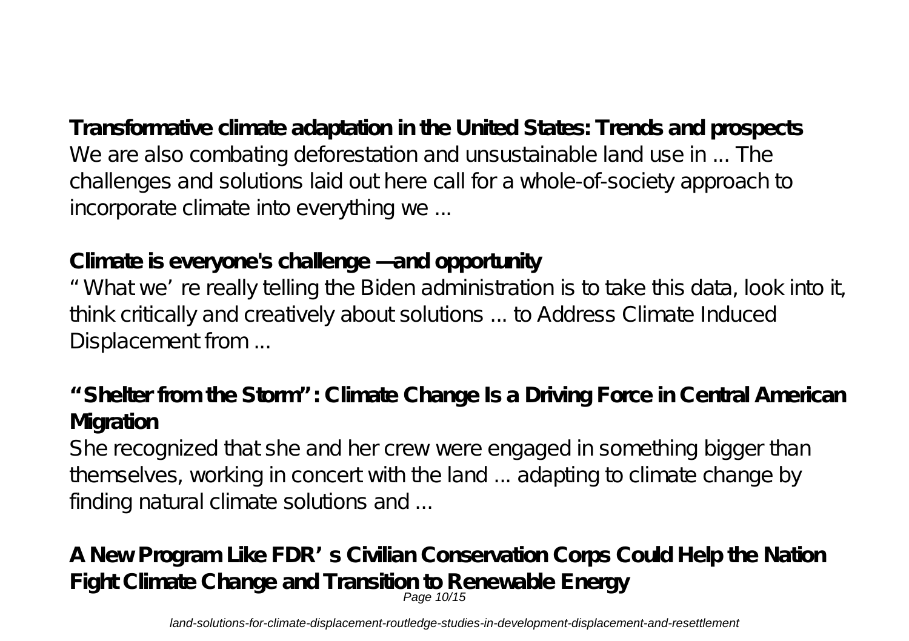**Transformative climate adaptation in the United States: Trends and prospects**

We are also combating deforestation and unsustainable land use in ... The challenges and solutions laid out here call for a whole-of-society approach to incorporate climate into everything we ...

**Climate is everyone's challenge — and opportunity**

"What we're really telling the Biden administration is to take this data, look into it, think critically and creatively about solutions ... to Address Climate Induced Displacement from ...

**"Shelter from the Storm": Climate Change Is a Driving Force in Central American Migration**

She recognized that she and her crew were engaged in something bigger than themselves, working in concert with the land ... adapting to climate change by finding natural climate solutions and ...

**A New Program Like FDR's Civilian Conservation Corps Could Help the Nation Fight Climate Change and Transition to Renewable Energy**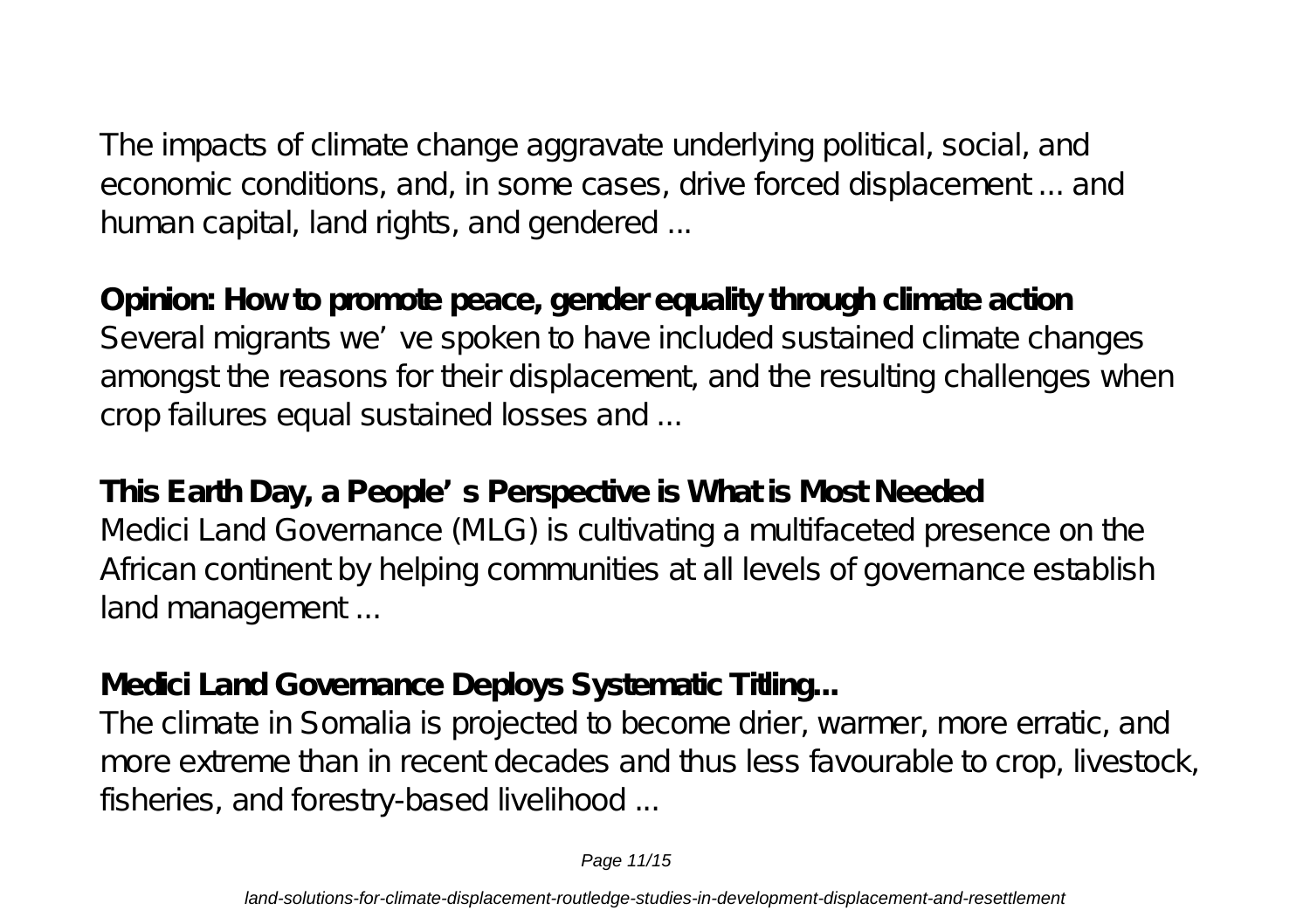The impacts of climate change aggravate underlying political, social, and economic conditions, and, in some cases, drive forced displacement ... and human capital, land rights, and gendered ...

**Opinion: How to promote peace, gender equality through climate action**

Several migrants we've spoken to have included sustained climate changes amongst the reasons for their displacement, and the resulting challenges when crop failures equal sustained losses and ...

**This Earth Day, a People's Perspective is What is Most Needed**

Medici Land Governance (MLG) is cultivating a multifaceted presence on the African continent by helping communities at all levels of governance establish land management ...

**Medici Land Governance Deploys Systematic Titling...**

The climate in Somalia is projected to become drier, warmer, more erratic, and more extreme than in recent decades and thus less favourable to crop, livestock, fisheries, and forestry-based livelihood ...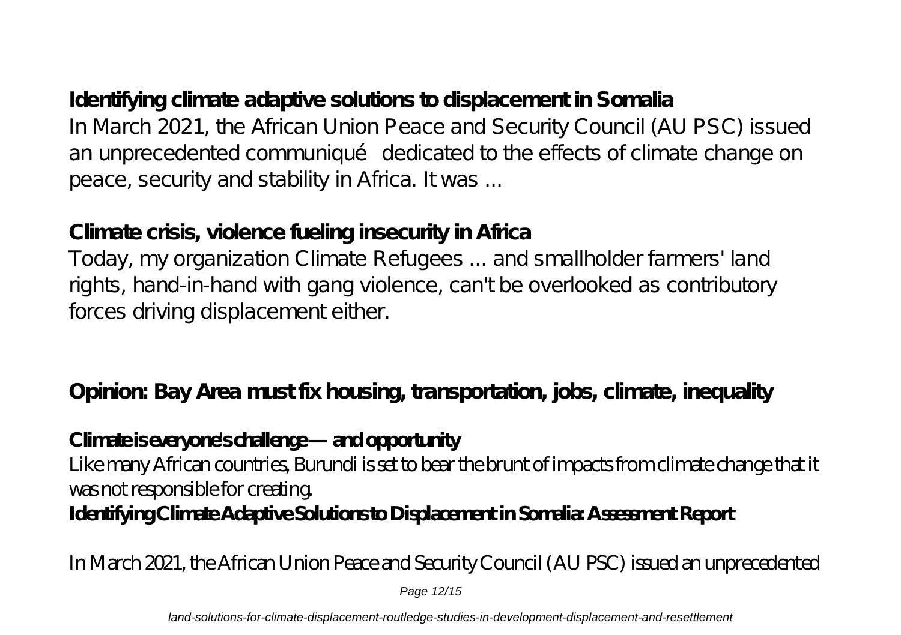**Identifying climate adaptive solutions to displacement in Somalia**

In March 2021, the African Union Peace and Security Council (AU PSC) issued an unprecedented communiqué dedicated to the effects of climate change on peace, security and stability in Africa. It was ...

**Climate crisis, violence fueling insecurity in Africa**

Today, my organization Climate Refugees ... and smallholder farmers' land rights, hand-in-hand with gang violence, can't be overlooked as contributory forces driving displacement either.

**Opinion: Bay Area must fix housing, transportation, jobs, climate, inequality**

**Climate is everyone's challenge — and opportunity**

Like many African countries, Burundi is set to bear the brunt of impacts from climate change that it was not responsible for creating.

**Identifying Climate Adaptive Solutions to Displacement in Somalia: Assessment Report**

In March 2021, the African Union Peace and Security Council (AU PSC) issued an unprecedented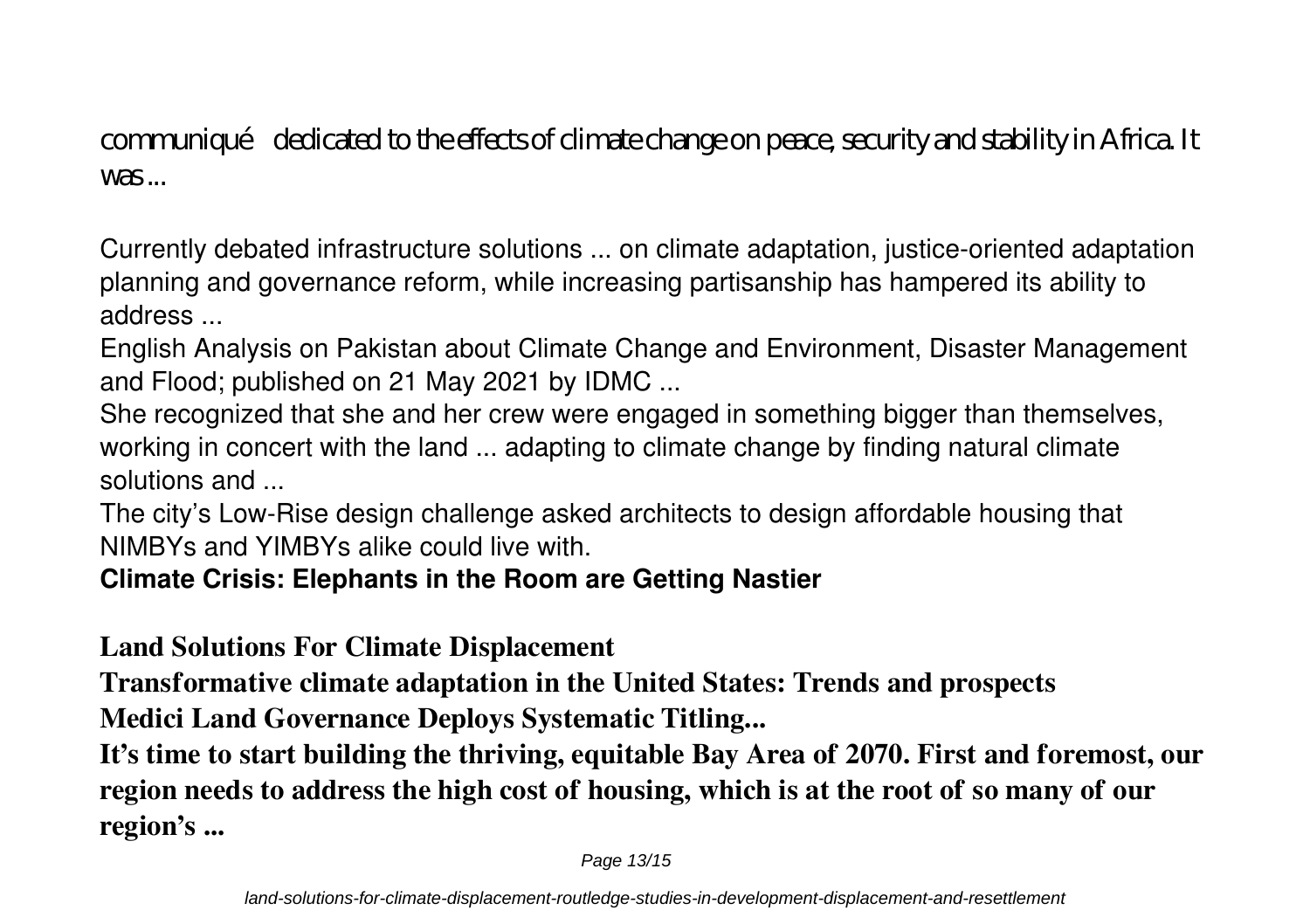communiqué dedicated to the effects of climate change on peace, security and stability in Africa. It was ...

Currently debated infrastructure solutions ... on climate adaptation, justice-oriented adaptation planning and governance reform, while increasing partisanship has hampered its ability to address ...
English Analysis on Pakistan about Climate Change and Environment, Disaster Management and Flood; published on 21 May 2021 by IDMC ...
She recognized that she and her crew were engaged in something bigger than themselves, working in concert with the land ... adapting to climate change by finding natural climate solutions and ...
The city's Low-Rise design challenge asked architects to design affordable housing that NIMBYs and YIMBYs alike could live with.

**Climate Crisis: Elephants in the Room are Getting Nastier**

**Land Solutions For Climate Displacement**

**Transformative climate adaptation in the United States: Trends and prospects**

**Medici Land Governance Deploys Systematic Titling...**

**It's time to start building the thriving, equitable Bay Area of 2070. First and foremost, our region needs to address the high cost of housing, which is at the root of so many of our region's ...**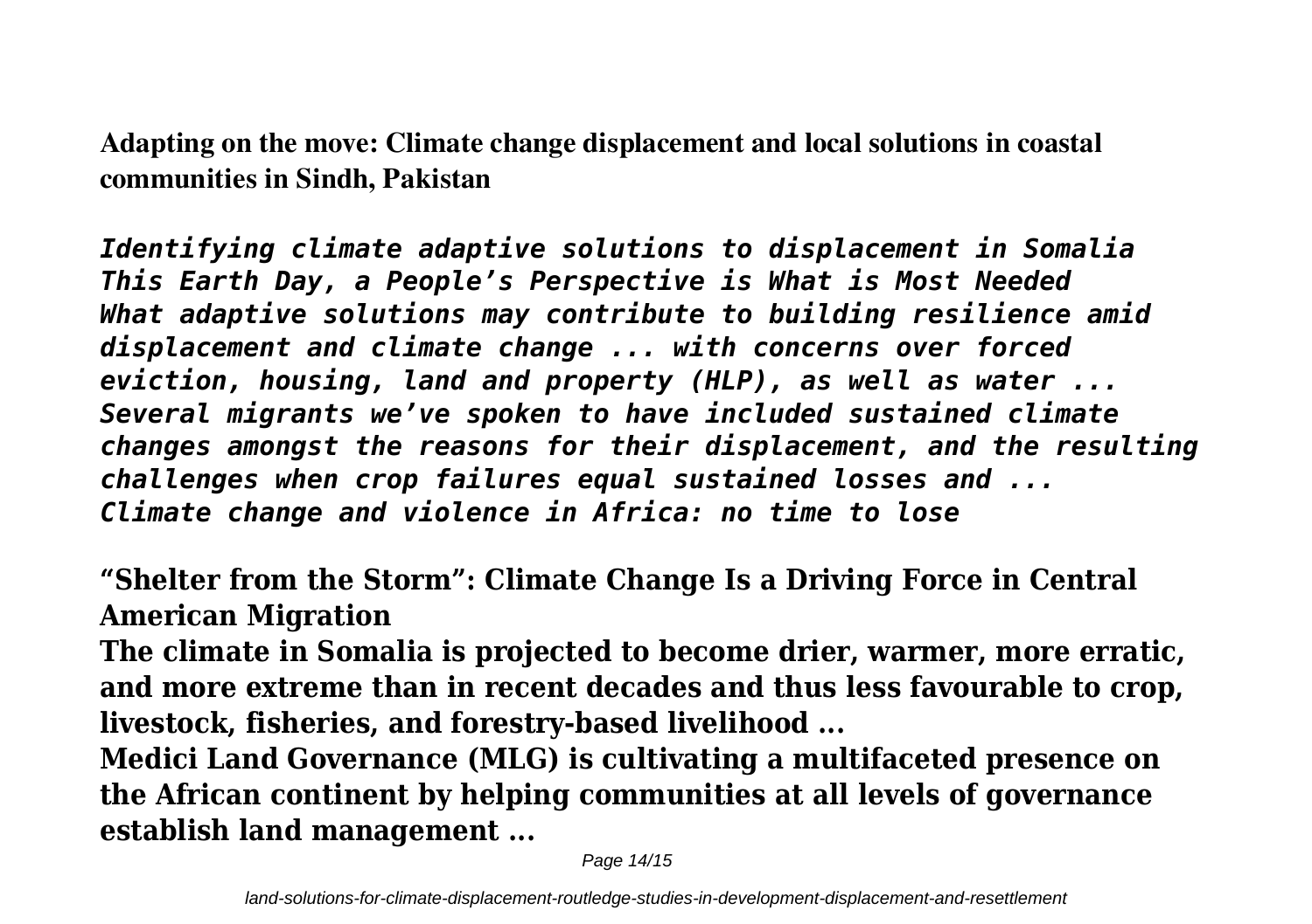**Adapting on the move: Climate change displacement and local solutions in coastal communities in Sindh, Pakistan**

*Identifying climate adaptive solutions to displacement in Somalia*
*This Earth Day, a People's Perspective is What is Most Needed*
*What adaptive solutions may contribute to building resilience amid displacement and climate change ... with concerns over forced eviction, housing, land and property (HLP), as well as water ...*
*Several migrants we've spoken to have included sustained climate changes amongst the reasons for their displacement, and the resulting challenges when crop failures equal sustained losses and ...*
*Climate change and violence in Africa: no time to lose*

**"Shelter from the Storm": Climate Change Is a Driving Force in Central American Migration**

**The climate in Somalia is projected to become drier, warmer, more erratic, and more extreme than in recent decades and thus less favourable to crop, livestock, fisheries, and forestry-based livelihood ...**

**Medici Land Governance (MLG) is cultivating a multifaceted presence on the African continent by helping communities at all levels of governance establish land management ...**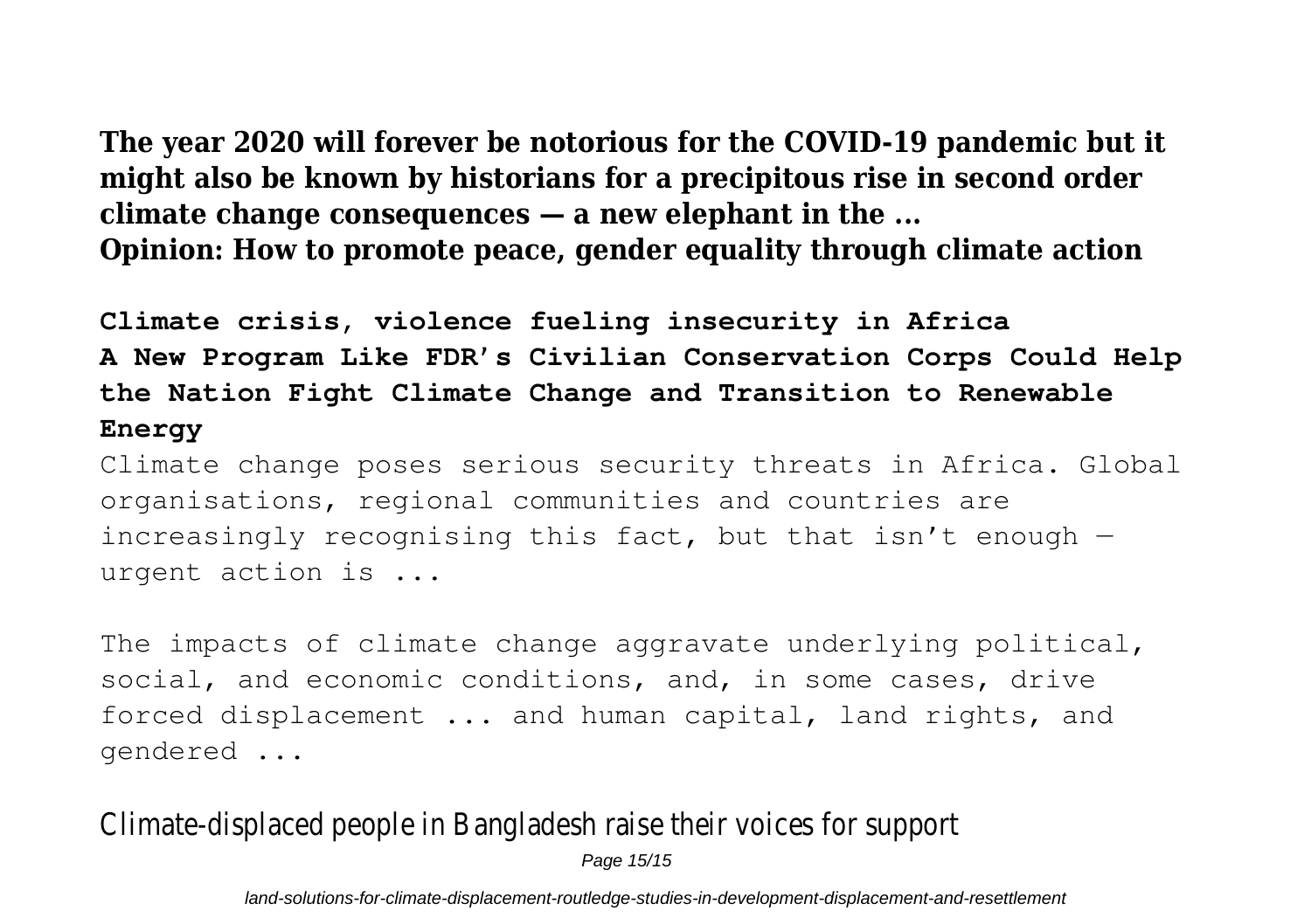**The year 2020 will forever be notorious for the COVID-19 pandemic but it might also be known by historians for a precipitous rise in second order climate change consequences — a new elephant in the ...**
**Opinion: How to promote peace, gender equality through climate action**

**Climate crisis, violence fueling insecurity in Africa**
**A New Program Like FDR's Civilian Conservation Corps Could Help the Nation Fight Climate Change and Transition to Renewable Energy**

Climate change poses serious security threats in Africa. Global organisations, regional communities and countries are increasingly recognising this fact, but that isn't enough — urgent action is ...

The impacts of climate change aggravate underlying political, social, and economic conditions, and, in some cases, drive forced displacement ... and human capital, land rights, and gendered ...

Climate-displaced people in Bangladesh raise their voices for support